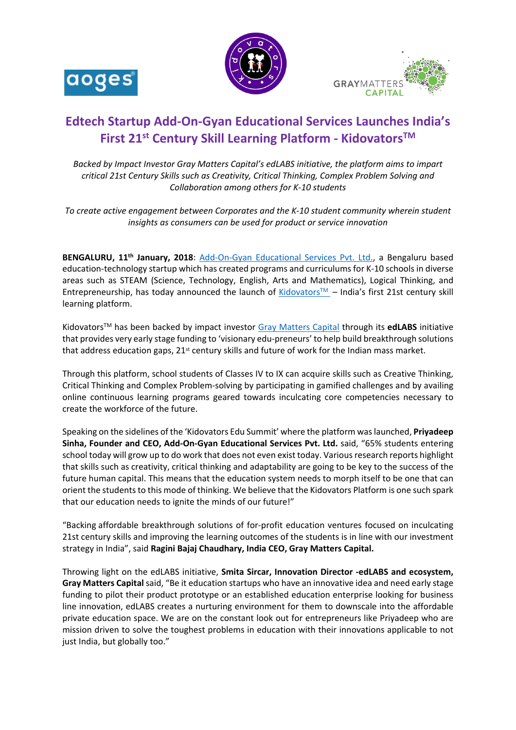# Edtech Startup Add-On-Gyan Educational Services Launches India's First 21st Century Skill Learning Platform - Kidovators™

*Backed by Impact Investor Gray Matters Capital's edLABS initiative, the platform aims to impart critical 21st Century Skills such as Creativity, Critical Thinking, Complex Problem Solving and Collaboration among others for K-10 students*

*To create active engagement between Corporates and the K-10 student community wherein student insights as consumers can be used for product or service innovation*

**BENGALURU, 11th January, 2018**: Add-On-Gyan Educational Services Pvt. Ltd., a Bengaluru based education-technology startup which has created programs and curriculums for K-10 schools in diverse areas such as STEAM (Science, Technology, English, Arts and Mathematics), Logical Thinking, and Entrepreneurship, has today announced the launch of Kidovators™ – India's first 21st century skill learning platform.

Kidovators™ has been backed by impact investor Gray Matters Capital through its **edLABS** initiative that provides very early stage funding to 'visionary edu-preneurs' to help build breakthrough solutions that address education gaps, 21st century skills and future of work for the Indian mass market.

Through this platform, school students of Classes IV to IX can acquire skills such as Creative Thinking, Critical Thinking and Complex Problem-solving by participating in gamified challenges and by availing online continuous learning programs geared towards inculcating core competencies necessary to create the workforce of the future.

Speaking on the sidelines of the 'Kidovators Edu Summit' where the platform was launched, **Priyadeep Sinha, Founder and CEO, Add-On-Gyan Educational Services Pvt. Ltd.** said, "65% students entering school today will grow up to do work that does not even exist today. Various research reports highlight that skills such as creativity, critical thinking and adaptability are going to be key to the success of the future human capital. This means that the education system needs to morph itself to be one that can orient the students to this mode of thinking. We believe that the Kidovators Platform is one such spark that our education needs to ignite the minds of our future!"

"Backing affordable breakthrough solutions of for-profit education ventures focused on inculcating 21st century skills and improving the learning outcomes of the students is in line with our investment strategy in India", said **Ragini Bajaj Chaudhary, India CEO, Gray Matters Capital.**

Throwing light on the edLABS initiative, **Smita Sircar, Innovation Director -edLABS and ecosystem, Gray Matters Capital** said, "Be it education startups who have an innovative idea and need early stage funding to pilot their product prototype or an established education enterprise looking for business line innovation, edLABS creates a nurturing environment for them to downscale into the affordable private education space. We are on the constant look out for entrepreneurs like Priyadeep who are mission driven to solve the toughest problems in education with their innovations applicable to not just India, but globally too."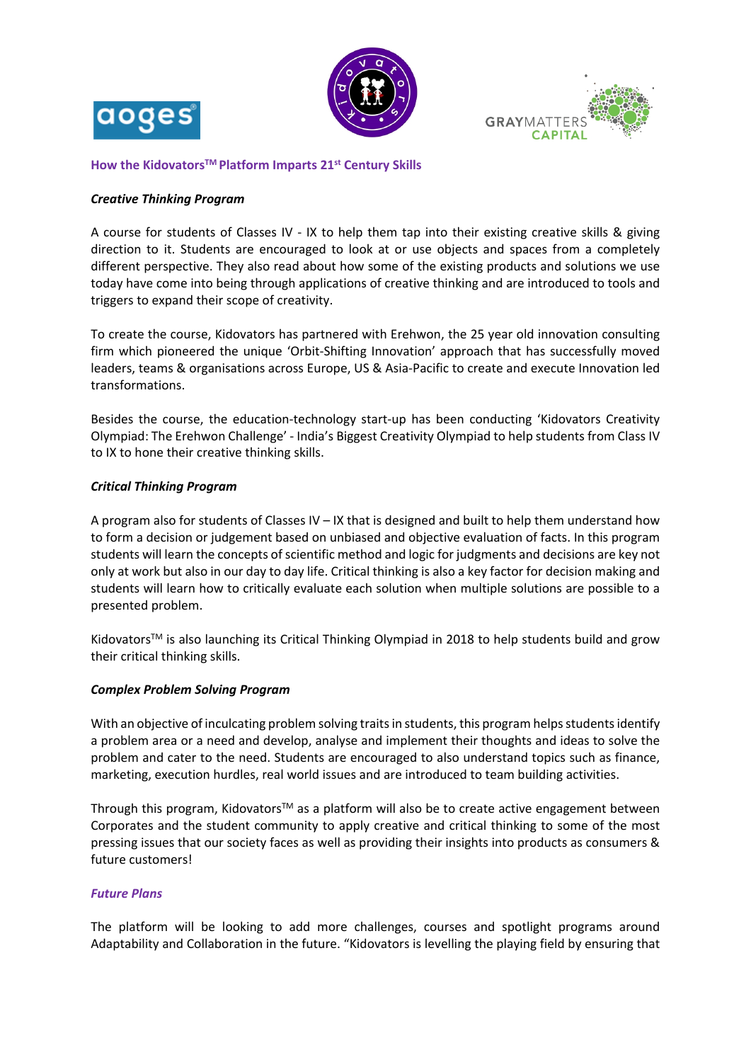## How the Kidovators™ Platform Imparts 21st Century Skills

### *Creative Thinking Program*

A course for students of Classes IV - IX to help them tap into their existing creative skills & giving direction to it. Students are encouraged to look at or use objects and spaces from a completely different perspective. They also read about how some of the existing products and solutions we use today have come into being through applications of creative thinking and are introduced to tools and triggers to expand their scope of creativity.

To create the course, Kidovators has partnered with Erehwon, the 25 year old innovation consulting firm which pioneered the unique 'Orbit-Shifting Innovation' approach that has successfully moved leaders, teams & organisations across Europe, US & Asia-Pacific to create and execute Innovation led transformations.

Besides the course, the education-technology start-up has been conducting 'Kidovators Creativity Olympiad: The Erehwon Challenge' - India's Biggest Creativity Olympiad to help students from Class IV to IX to hone their creative thinking skills.

### *Critical Thinking Program*

A program also for students of Classes IV – IX that is designed and built to help them understand how to form a decision or judgement based on unbiased and objective evaluation of facts. In this program students will learn the concepts of scientific method and logic for judgments and decisions are key not only at work but also in our day to day life. Critical thinking is also a key factor for decision making and students will learn how to critically evaluate each solution when multiple solutions are possible to a presented problem.

Kidovators™ is also launching its Critical Thinking Olympiad in 2018 to help students build and grow their critical thinking skills.

### *Complex Problem Solving Program*

With an objective of inculcating problem solving traits in students, this program helps students identify a problem area or a need and develop, analyse and implement their thoughts and ideas to solve the problem and cater to the need. Students are encouraged to also understand topics such as finance, marketing, execution hurdles, real world issues and are introduced to team building activities.

Through this program, Kidovators™ as a platform will also be to create active engagement between Corporates and the student community to apply creative and critical thinking to some of the most pressing issues that our society faces as well as providing their insights into products as consumers & future customers!

### *Future Plans*

The platform will be looking to add more challenges, courses and spotlight programs around Adaptability and Collaboration in the future. "Kidovators is levelling the playing field by ensuring that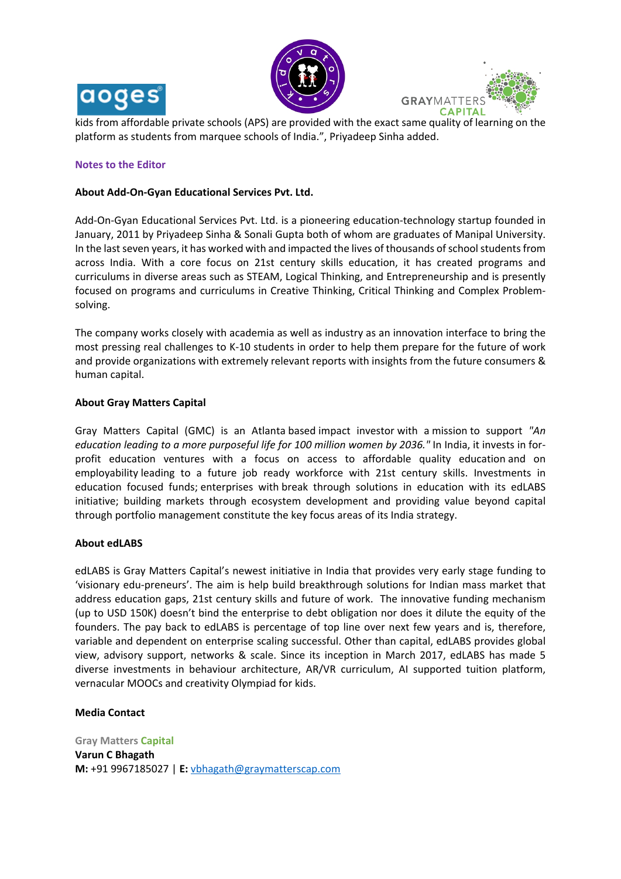kids from affordable private schools (APS) are provided with the exact same quality of learning on the platform as students from marquee schools of India.", Priyadeep Sinha added.

**Notes to the Editor**

**About Add-On-Gyan Educational Services Pvt. Ltd.**

Add-On-Gyan Educational Services Pvt. Ltd. is a pioneering education-technology startup founded in January, 2011 by Priyadeep Sinha & Sonali Gupta both of whom are graduates of Manipal University. In the last seven years, it has worked with and impacted the lives of thousands of school students from across India. With a core focus on 21st century skills education, it has created programs and curriculums in diverse areas such as STEAM, Logical Thinking, and Entrepreneurship and is presently focused on programs and curriculums in Creative Thinking, Critical Thinking and Complex Problem-solving.

The company works closely with academia as well as industry as an innovation interface to bring the most pressing real challenges to K-10 students in order to help them prepare for the future of work and provide organizations with extremely relevant reports with insights from the future consumers & human capital.

**About Gray Matters Capital**

Gray Matters Capital (GMC) is an Atlanta based impact investor with a mission to support *"An education leading to a more purposeful life for 100 million women by 2036."* In India, it invests in for-profit education ventures with a focus on access to affordable quality education and on employability leading to a future job ready workforce with 21st century skills. Investments in education focused funds; enterprises with break through solutions in education with its edLABS initiative; building markets through ecosystem development and providing value beyond capital through portfolio management constitute the key focus areas of its India strategy.

**About edLABS**

edLABS is Gray Matters Capital's newest initiative in India that provides very early stage funding to 'visionary edu-preneurs'. The aim is help build breakthrough solutions for Indian mass market that address education gaps, 21st century skills and future of work. The innovative funding mechanism (up to USD 150K) doesn't bind the enterprise to debt obligation nor does it dilute the equity of the founders. The pay back to edLABS is percentage of top line over next few years and is, therefore, variable and dependent on enterprise scaling successful. Other than capital, edLABS provides global view, advisory support, networks & scale. Since its inception in March 2017, edLABS has made 5 diverse investments in behaviour architecture, AR/VR curriculum, AI supported tuition platform, vernacular MOOCs and creativity Olympiad for kids.

**Media Contact**

**Gray Matters Capital**
**Varun C Bhagath**
**M:** +91 9967185027 | **E:** vbhagath@graymatterscap.com